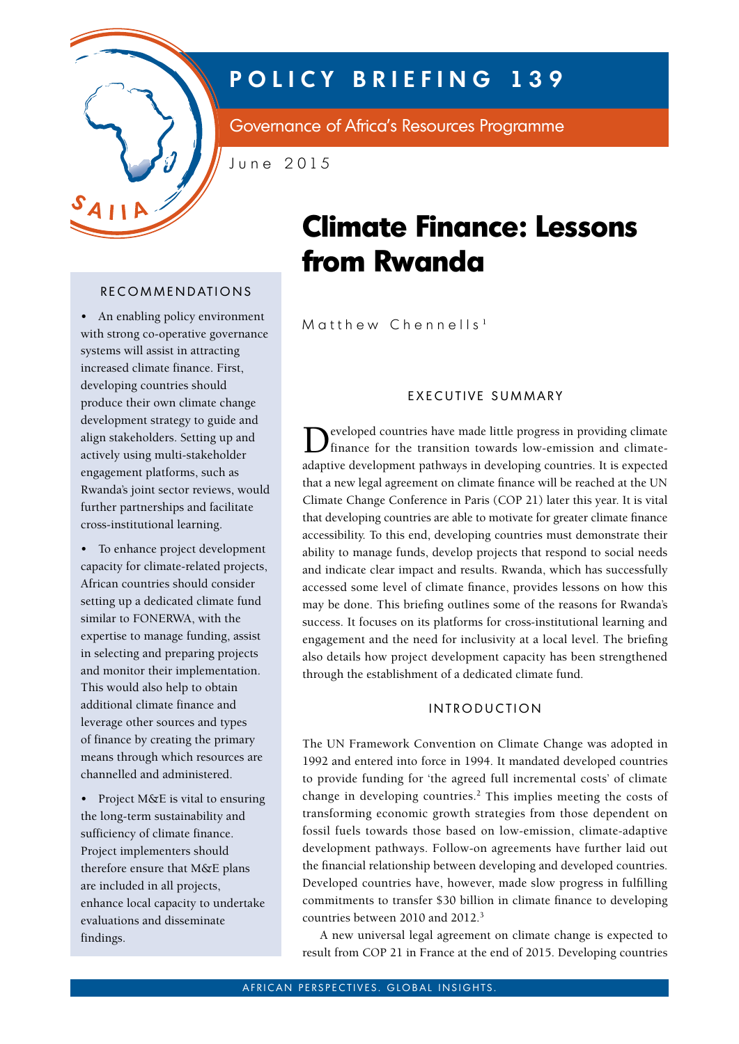# POLICY BRIEFING 139

Governance of Africa's Resources Programme

June 2015

# Climate Finance: Lessons from Rwanda

Matthew Chennells[1]

## RECOMMENDATIONS

- An enabling policy environment with strong co-operative governance systems will assist in attracting increased climate finance. First, developing countries should produce their own climate change development strategy to guide and align stakeholders. Setting up and actively using multi-stakeholder engagement platforms, such as Rwanda's joint sector reviews, would further partnerships and facilitate cross-institutional learning.
- To enhance project development capacity for climate-related projects, African countries should consider setting up a dedicated climate fund similar to FONERWA, with the expertise to manage funding, assist in selecting and preparing projects and monitor their implementation. This would also help to obtain additional climate finance and leverage other sources and types of finance by creating the primary means through which resources are channelled and administered.
- Project M&E is vital to ensuring the long-term sustainability and sufficiency of climate finance. Project implementers should therefore ensure that M&E plans are included in all projects, enhance local capacity to undertake evaluations and disseminate findings.

## EXECUTIVE SUMMARY

Developed countries have made little progress in providing climate finance for the transition towards low-emission and climate-adaptive development pathways in developing countries. It is expected that a new legal agreement on climate finance will be reached at the UN Climate Change Conference in Paris (COP 21) later this year. It is vital that developing countries are able to motivate for greater climate finance accessibility. To this end, developing countries must demonstrate their ability to manage funds, develop projects that respond to social needs and indicate clear impact and results. Rwanda, which has successfully accessed some level of climate finance, provides lessons on how this may be done. This briefing outlines some of the reasons for Rwanda's success. It focuses on its platforms for cross-institutional learning and engagement and the need for inclusivity at a local level. The briefing also details how project development capacity has been strengthened through the establishment of a dedicated climate fund.

## INTRODUCTION

The UN Framework Convention on Climate Change was adopted in 1992 and entered into force in 1994. It mandated developed countries to provide funding for 'the agreed full incremental costs' of climate change in developing countries.[2] This implies meeting the costs of transforming economic growth strategies from those dependent on fossil fuels towards those based on low-emission, climate-adaptive development pathways. Follow-on agreements have further laid out the financial relationship between developing and developed countries. Developed countries have, however, made slow progress in fulfilling commitments to transfer $30 billion in climate finance to developing countries between 2010 and 2012.[3]

A new universal legal agreement on climate change is expected to result from COP 21 in France at the end of 2015. Developing countries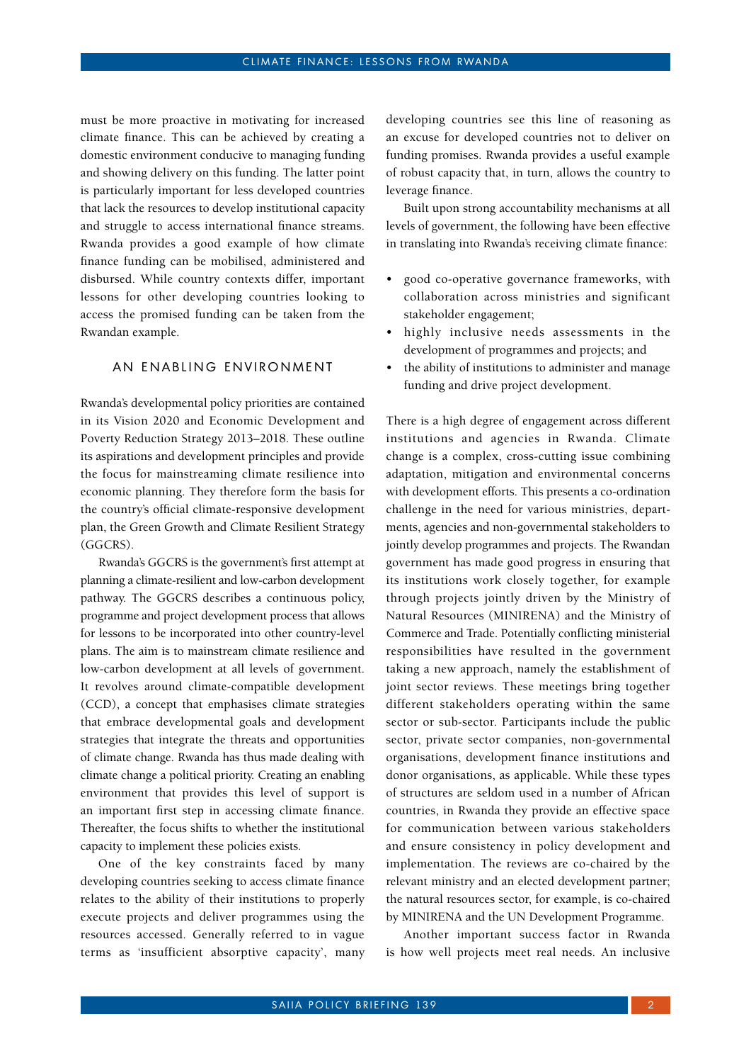must be more proactive in motivating for increased climate finance. This can be achieved by creating a domestic environment conducive to managing funding and showing delivery on this funding. The latter point is particularly important for less developed countries that lack the resources to develop institutional capacity and struggle to access international finance streams. Rwanda provides a good example of how climate finance funding can be mobilised, administered and disbursed. While country contexts differ, important lessons for other developing countries looking to access the promised funding can be taken from the Rwandan example.

## AN ENABLING ENVIRONMENT

Rwanda's developmental policy priorities are contained in its Vision 2020 and Economic Development and Poverty Reduction Strategy 2013–2018. These outline its aspirations and development principles and provide the focus for mainstreaming climate resilience into economic planning. They therefore form the basis for the country's official climate-responsive development plan, the Green Growth and Climate Resilient Strategy (GGCRS).

Rwanda's GGCRS is the government's first attempt at planning a climate-resilient and low-carbon development pathway. The GGCRS describes a continuous policy, programme and project development process that allows for lessons to be incorporated into other country-level plans. The aim is to mainstream climate resilience and low-carbon development at all levels of government. It revolves around climate-compatible development (CCD), a concept that emphasises climate strategies that embrace developmental goals and development strategies that integrate the threats and opportunities of climate change. Rwanda has thus made dealing with climate change a political priority. Creating an enabling environment that provides this level of support is an important first step in accessing climate finance. Thereafter, the focus shifts to whether the institutional capacity to implement these policies exists.

One of the key constraints faced by many developing countries seeking to access climate finance relates to the ability of their institutions to properly execute projects and deliver programmes using the resources accessed. Generally referred to in vague terms as 'insufficient absorptive capacity', many developing countries see this line of reasoning as an excuse for developed countries not to deliver on funding promises. Rwanda provides a useful example of robust capacity that, in turn, allows the country to leverage finance.

Built upon strong accountability mechanisms at all levels of government, the following have been effective in translating into Rwanda's receiving climate finance:

- good co-operative governance frameworks, with collaboration across ministries and significant stakeholder engagement;
- highly inclusive needs assessments in the development of programmes and projects; and
- the ability of institutions to administer and manage funding and drive project development.

There is a high degree of engagement across different institutions and agencies in Rwanda. Climate change is a complex, cross-cutting issue combining adaptation, mitigation and environmental concerns with development efforts. This presents a co-ordination challenge in the need for various ministries, departments, agencies and non-governmental stakeholders to jointly develop programmes and projects. The Rwandan government has made good progress in ensuring that its institutions work closely together, for example through projects jointly driven by the Ministry of Natural Resources (MINIRENA) and the Ministry of Commerce and Trade. Potentially conflicting ministerial responsibilities have resulted in the government taking a new approach, namely the establishment of joint sector reviews. These meetings bring together different stakeholders operating within the same sector or sub-sector. Participants include the public sector, private sector companies, non-governmental organisations, development finance institutions and donor organisations, as applicable. While these types of structures are seldom used in a number of African countries, in Rwanda they provide an effective space for communication between various stakeholders and ensure consistency in policy development and implementation. The reviews are co-chaired by the relevant ministry and an elected development partner; the natural resources sector, for example, is co-chaired by MINIRENA and the UN Development Programme.

Another important success factor in Rwanda is how well projects meet real needs. An inclusive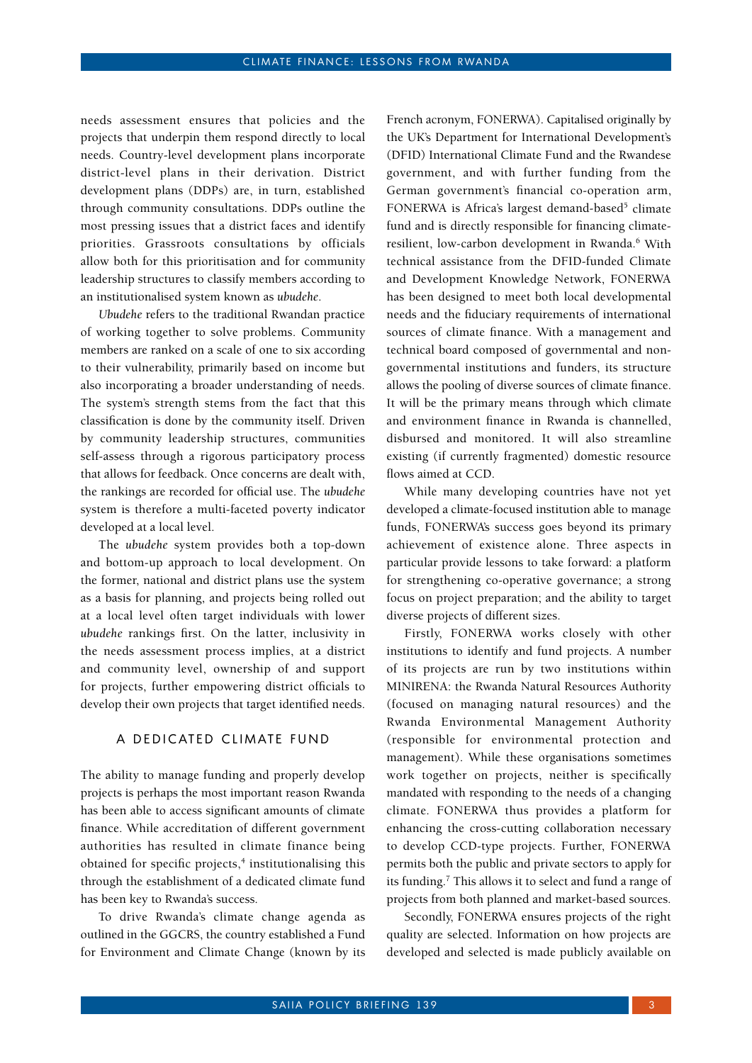needs assessment ensures that policies and the projects that underpin them respond directly to local needs. Country-level development plans incorporate district-level plans in their derivation. District development plans (DDPs) are, in turn, established through community consultations. DDPs outline the most pressing issues that a district faces and identify priorities. Grassroots consultations by officials allow both for this prioritisation and for community leadership structures to classify members according to an institutionalised system known as *ubudehe*.

*Ubudehe* refers to the traditional Rwandan practice of working together to solve problems. Community members are ranked on a scale of one to six according to their vulnerability, primarily based on income but also incorporating a broader understanding of needs. The system's strength stems from the fact that this classification is done by the community itself. Driven by community leadership structures, communities self-assess through a rigorous participatory process that allows for feedback. Once concerns are dealt with, the rankings are recorded for official use. The *ubudehe* system is therefore a multi-faceted poverty indicator developed at a local level.

The *ubudehe* system provides both a top-down and bottom-up approach to local development. On the former, national and district plans use the system as a basis for planning, and projects being rolled out at a local level often target individuals with lower *ubudehe* rankings first. On the latter, inclusivity in the needs assessment process implies, at a district and community level, ownership of and support for projects, further empowering district officials to develop their own projects that target identified needs.

## A DEDICATED CLIMATE FUND

The ability to manage funding and properly develop projects is perhaps the most important reason Rwanda has been able to access significant amounts of climate finance. While accreditation of different government authorities has resulted in climate finance being obtained for specific projects,[4] institutionalising this through the establishment of a dedicated climate fund has been key to Rwanda's success.

To drive Rwanda's climate change agenda as outlined in the GGCRS, the country established a Fund for Environment and Climate Change (known by its French acronym, FONERWA). Capitalised originally by the UK's Department for International Development's (DFID) International Climate Fund and the Rwandese government, and with further funding from the German government's financial co-operation arm, FONERWA is Africa's largest demand-based[5] climate fund and is directly responsible for financing climate-resilient, low-carbon development in Rwanda.[6] With technical assistance from the DFID-funded Climate and Development Knowledge Network, FONERWA has been designed to meet both local developmental needs and the fiduciary requirements of international sources of climate finance. With a management and technical board composed of governmental and non-governmental institutions and funders, its structure allows the pooling of diverse sources of climate finance. It will be the primary means through which climate and environment finance in Rwanda is channelled, disbursed and monitored. It will also streamline existing (if currently fragmented) domestic resource flows aimed at CCD.

While many developing countries have not yet developed a climate-focused institution able to manage funds, FONERWA's success goes beyond its primary achievement of existence alone. Three aspects in particular provide lessons to take forward: a platform for strengthening co-operative governance; a strong focus on project preparation; and the ability to target diverse projects of different sizes.

Firstly, FONERWA works closely with other institutions to identify and fund projects. A number of its projects are run by two institutions within MINIRENA: the Rwanda Natural Resources Authority (focused on managing natural resources) and the Rwanda Environmental Management Authority (responsible for environmental protection and management). While these organisations sometimes work together on projects, neither is specifically mandated with responding to the needs of a changing climate. FONERWA thus provides a platform for enhancing the cross-cutting collaboration necessary to develop CCD-type projects. Further, FONERWA permits both the public and private sectors to apply for its funding.[7] This allows it to select and fund a range of projects from both planned and market-based sources.

Secondly, FONERWA ensures projects of the right quality are selected. Information on how projects are developed and selected is made publicly available on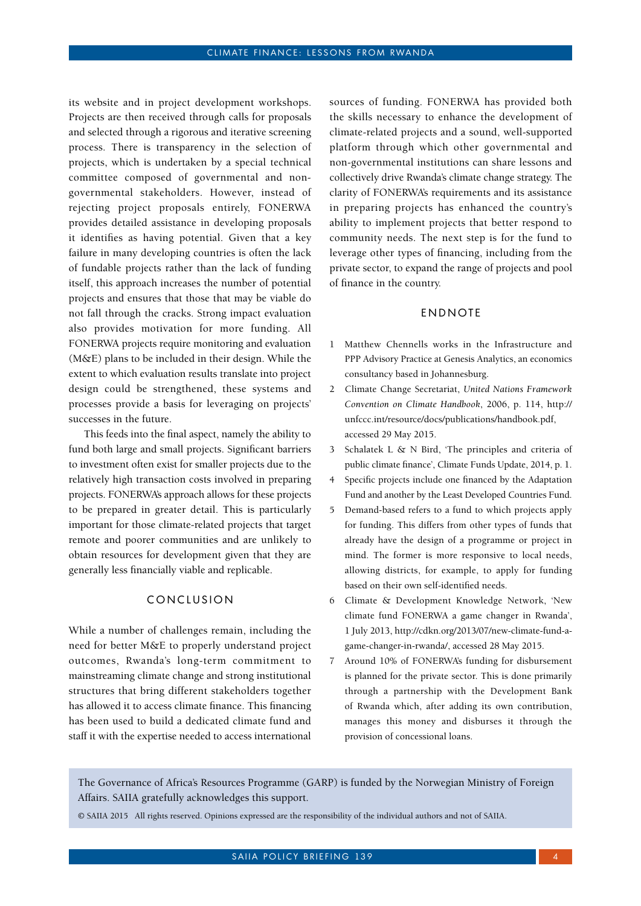its website and in project development workshops. Projects are then received through calls for proposals and selected through a rigorous and iterative screening process. There is transparency in the selection of projects, which is undertaken by a special technical committee composed of governmental and non-governmental stakeholders. However, instead of rejecting project proposals entirely, FONERWA provides detailed assistance in developing proposals it identifies as having potential. Given that a key failure in many developing countries is often the lack of fundable projects rather than the lack of funding itself, this approach increases the number of potential projects and ensures that those that may be viable do not fall through the cracks. Strong impact evaluation also provides motivation for more funding. All FONERWA projects require monitoring and evaluation (M&E) plans to be included in their design. While the extent to which evaluation results translate into project design could be strengthened, these systems and processes provide a basis for leveraging on projects' successes in the future.

This feeds into the final aspect, namely the ability to fund both large and small projects. Significant barriers to investment often exist for smaller projects due to the relatively high transaction costs involved in preparing projects. FONERWA's approach allows for these projects to be prepared in greater detail. This is particularly important for those climate-related projects that target remote and poorer communities and are unlikely to obtain resources for development given that they are generally less financially viable and replicable.

## CONCLUSION

While a number of challenges remain, including the need for better M&E to properly understand project outcomes, Rwanda's long-term commitment to mainstreaming climate change and strong institutional structures that bring different stakeholders together has allowed it to access climate finance. This financing has been used to build a dedicated climate fund and staff it with the expertise needed to access international sources of funding. FONERWA has provided both the skills necessary to enhance the development of climate-related projects and a sound, well-supported platform through which other governmental and non-governmental institutions can share lessons and collectively drive Rwanda's climate change strategy. The clarity of FONERWA's requirements and its assistance in preparing projects has enhanced the country's ability to implement projects that better respond to community needs. The next step is for the fund to leverage other types of financing, including from the private sector, to expand the range of projects and pool of finance in the country.

## ENDNOTE

1. Matthew Chennells works in the Infrastructure and PPP Advisory Practice at Genesis Analytics, an economics consultancy based in Johannesburg.
2. Climate Change Secretariat, *United Nations Framework Convention on Climate Handbook*, 2006, p. 114, http://unfccc.int/resource/docs/publications/handbook.pdf, accessed 29 May 2015.
3. Schalatek L & N Bird, 'The principles and criteria of public climate finance', Climate Funds Update, 2014, p. 1.
4. Specific projects include one financed by the Adaptation Fund and another by the Least Developed Countries Fund.
5. Demand-based refers to a fund to which projects apply for funding. This differs from other types of funds that already have the design of a programme or project in mind. The former is more responsive to local needs, allowing districts, for example, to apply for funding based on their own self-identified needs.
6. Climate & Development Knowledge Network, 'New climate fund FONERWA a game changer in Rwanda', 1 July 2013, http://cdkn.org/2013/07/new-climate-fund-a-game-changer-in-rwanda/, accessed 28 May 2015.
7. Around 10% of FONERWA's funding for disbursement is planned for the private sector. This is done primarily through a partnership with the Development Bank of Rwanda which, after adding its own contribution, manages this money and disburses it through the provision of concessional loans.

The Governance of Africa's Resources Programme (GARP) is funded by the Norwegian Ministry of Foreign Affairs. SAIIA gratefully acknowledges this support.

© SAIIA 2015 All rights reserved. Opinions expressed are the responsibility of the individual authors and not of SAIIA.